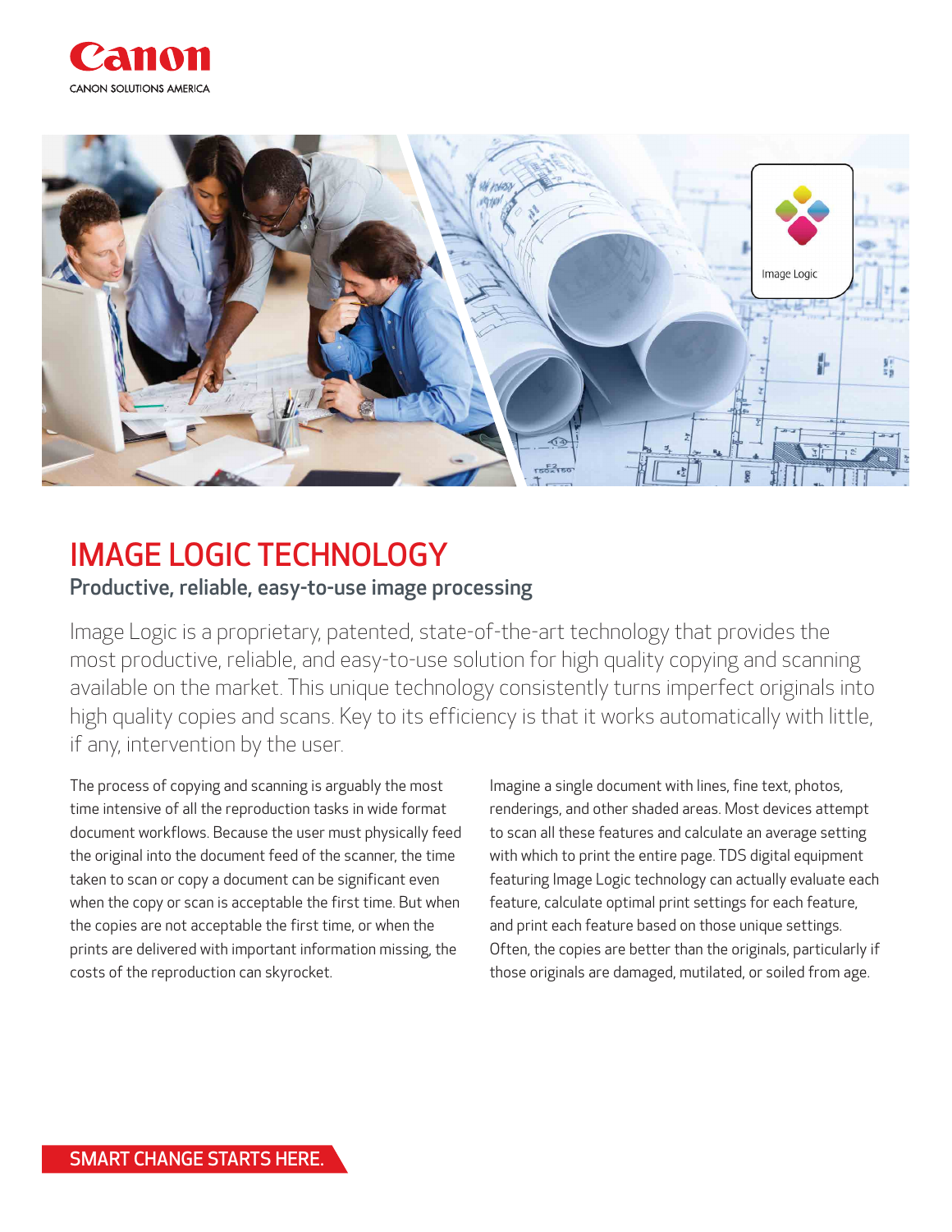Canon

CANON SOLUTIONS AMERICA

# IMAGE LOGIC TECHNOLOGY

## Productive, reliable, easy-to-use image processing

Image Logic is a proprietary, patented, state-of-the-art technology that provides the most productive, reliable, and easy-to-use solution for high quality copying and scanning available on the market. This unique technology consistently turns imperfect originals into high quality copies and scans. Key to its efficiency is that it works automatically with little, if any, intervention by the user.

The process of copying and scanning is arguably the most time intensive of all the reproduction tasks in wide format document workflows. Because the user must physically feed the original into the document feed of the scanner, the time taken to scan or copy a document can be significant even when the copy or scan is acceptable the first time. But when the copies are not acceptable the first time, or when the prints are delivered with important information missing, the costs of the reproduction can skyrocket.

Imagine a single document with lines, fine text, photos, renderings, and other shaded areas. Most devices attempt to scan all these features and calculate an average setting with which to print the entire page. TDS digital equipment featuring Image Logic technology can actually evaluate each feature, calculate optimal print settings for each feature, and print each feature based on those unique settings. Often, the copies are better than the originals, particularly if those originals are damaged, mutilated, or soiled from age.

SMART CHANGE STARTS HERE.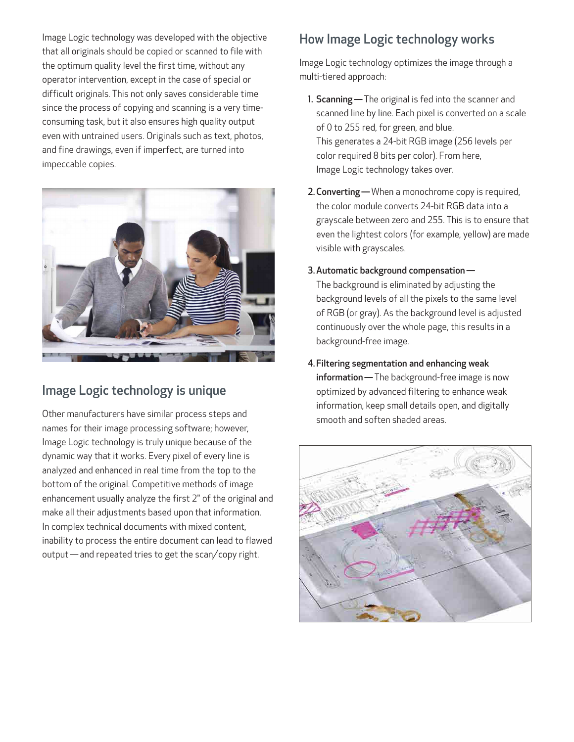Image Logic technology was developed with the objective that all originals should be copied or scanned to file with the optimum quality level the first time, without any operator intervention, except in the case of special or difficult originals. This not only saves considerable time since the process of copying and scanning is a very time-consuming task, but it also ensures high quality output even with untrained users. Originals such as text, photos, and fine drawings, even if imperfect, are turned into impeccable copies.

## Image Logic technology is unique

Other manufacturers have similar process steps and names for their image processing software; however, Image Logic technology is truly unique because of the dynamic way that it works. Every pixel of every line is analyzed and enhanced in real time from the top to the bottom of the original. Competitive methods of image enhancement usually analyze the first 2" of the original and make all their adjustments based upon that information. In complex technical documents with mixed content, inability to process the entire document can lead to flawed output—and repeated tries to get the scan/copy right.

## How Image Logic technology works

Image Logic technology optimizes the image through a multi-tiered approach:

1. **Scanning—**The original is fed into the scanner and scanned line by line. Each pixel is converted on a scale of 0 to 255 red, for green, and blue.
   This generates a 24-bit RGB image (256 levels per color required 8 bits per color). From here, Image Logic technology takes over.
2. **Converting—**When a monochrome copy is required, the color module converts 24-bit RGB data into a grayscale between zero and 255. This is to ensure that even the lightest colors (for example, yellow) are made visible with grayscales.
3. **Automatic background compensation—**
   The background is eliminated by adjusting the background levels of all the pixels to the same level of RGB (or gray). As the background level is adjusted continuously over the whole page, this results in a background-free image.
4. **Filtering segmentation and enhancing weak information—**The background-free image is now optimized by advanced filtering to enhance weak information, keep small details open, and digitally smooth and soften shaded areas.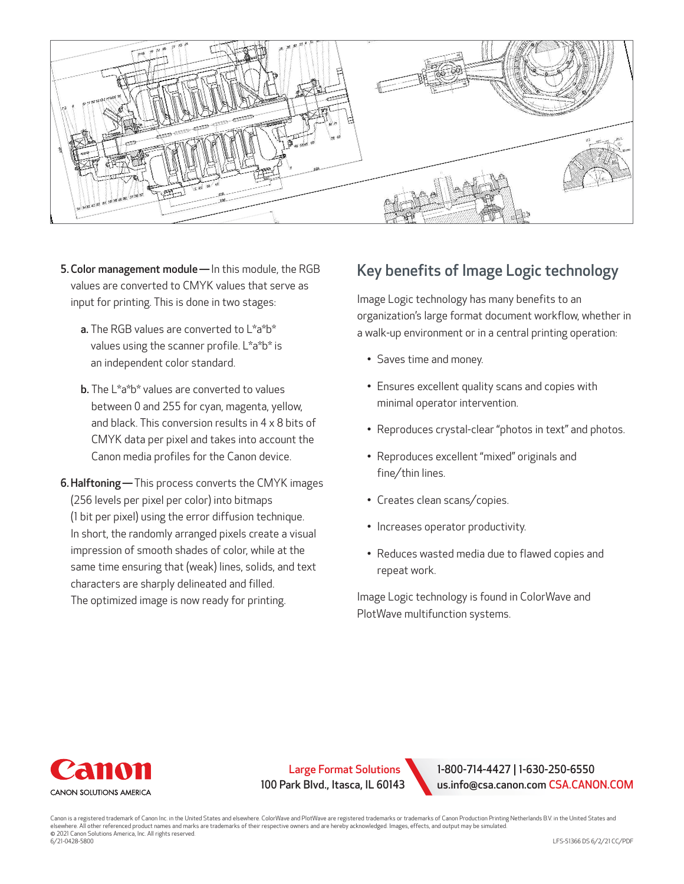5. **Color management module —** In this module, the RGB values are converted to CMYK values that serve as input for printing. This is done in two stages:

   a. The RGB values are converted to L*a*b* values using the scanner profile. L*a*b* is an independent color standard.

   b. The L*a*b* values are converted to values between 0 and 255 for cyan, magenta, yellow, and black. This conversion results in 4 x 8 bits of CMYK data per pixel and takes into account the Canon media profiles for the Canon device.

6. **Halftoning —** This process converts the CMYK images (256 levels per pixel per color) into bitmaps (1 bit per pixel) using the error diffusion technique. In short, the randomly arranged pixels create a visual impression of smooth shades of color, while at the same time ensuring that (weak) lines, solids, and text characters are sharply delineated and filled. The optimized image is now ready for printing.

## Key benefits of Image Logic technology

Image Logic technology has many benefits to an organization's large format document workflow, whether in a walk-up environment or in a central printing operation:

- Saves time and money.
- Ensures excellent quality scans and copies with minimal operator intervention.
- Reproduces crystal-clear "photos in text" and photos.
- Reproduces excellent "mixed" originals and fine/thin lines.
- Creates clean scans/copies.
- Increases operator productivity.
- Reduces wasted media due to flawed copies and repeat work.

Image Logic technology is found in ColorWave and PlotWave multifunction systems.

Canon

CANON SOLUTIONS AMERICA

Large Format Solutions
100 Park Blvd., Itasca, IL 60143

1-800-714-4427 | 1-630-250-6550
us.info@csa.canon.com CSA.CANON.COM

Canon is a registered trademark of Canon Inc. in the United States and elsewhere. ColorWave and PlotWave are registered trademarks or trademarks of Canon Production Printing Netherlands B.V. in the United States and elsewhere. All other referenced product names and marks are trademarks of their respective owners and are hereby acknowledged. Images, effects, and output may be simulated.
© 2021 Canon Solutions America, Inc. All rights reserved.
6/21-0428-5800

LFS-51366 DS 6/2/21 CC/PDF